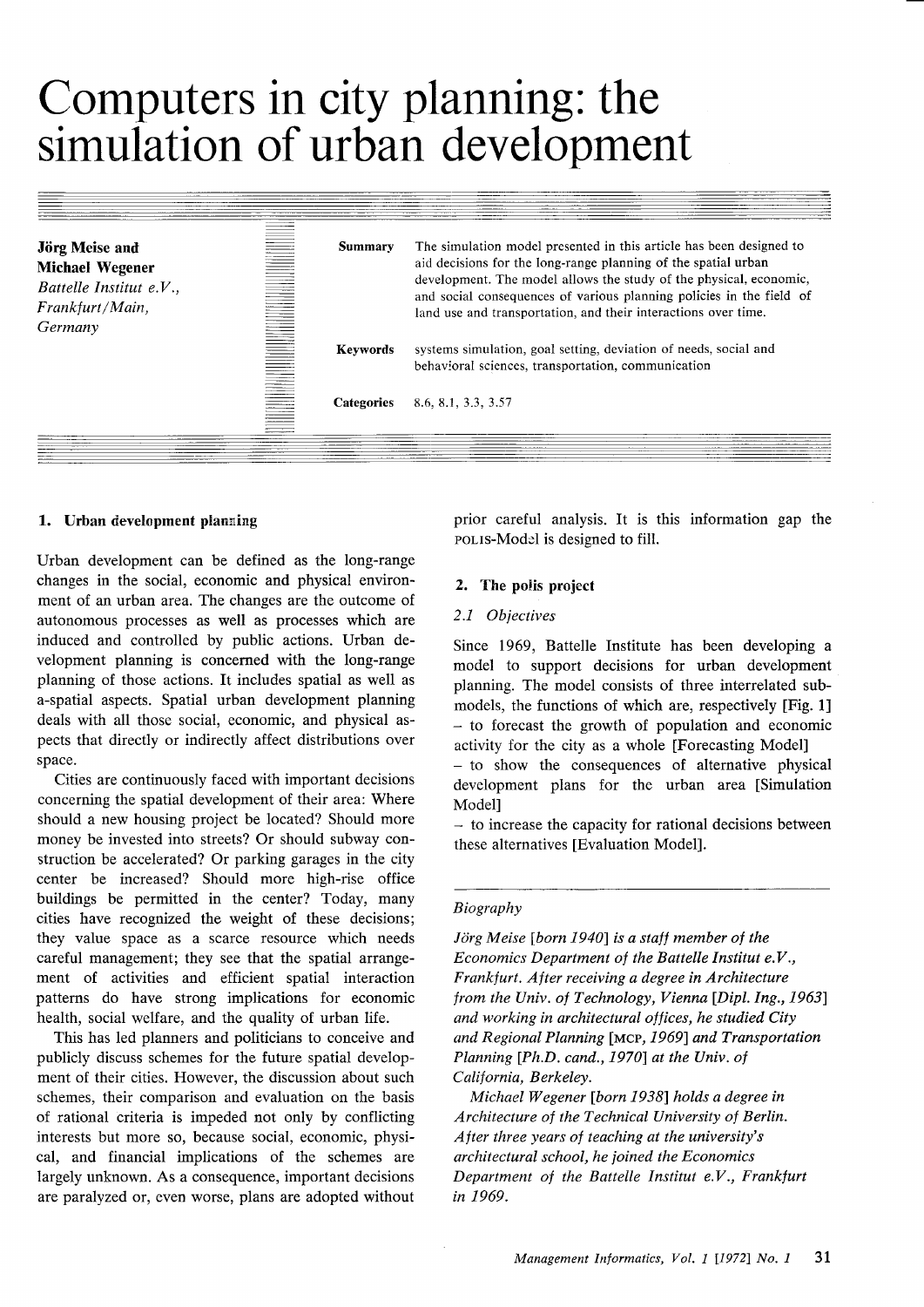# Computers in city planning: the simulation of urban development

**Jörg Meise and Michael Wegener**
*Battelle Institut e.V., Frankfurt/Main, Germany*

**Summary** The simulation model presented in this article has been designed to aid decisions for the long-range planning of the spatial urban development. The model allows the study of the physical, economic, and social consequences of various planning policies in the field of land use and transportation, and their interactions over time.

**Keywords** systems simulation, goal setting, deviation of needs, social and behavioral sciences, transportation, communication

**Categories** 8.6, 8.1, 3.3, 3.57

## 1. Urban development planning

Urban development can be defined as the long-range changes in the social, economic and physical environment of an urban area. The changes are the outcome of autonomous processes as well as processes which are induced and controlled by public actions. Urban development planning is concerned with the long-range planning of those actions. It includes spatial as well as a-spatial aspects. Spatial urban development planning deals with all those social, economic, and physical aspects that directly or indirectly affect distributions over space.

Cities are continuously faced with important decisions concerning the spatial development of their area: Where should a new housing project be located? Should more money be invested into streets? Or should subway construction be accelerated? Or parking garages in the city center be increased? Should more high-rise office buildings be permitted in the center? Today, many cities have recognized the weight of these decisions; they value space as a scarce resource which needs careful management; they see that the spatial arrangement of activities and efficient spatial interaction patterns do have strong implications for economic health, social welfare, and the quality of urban life.

This has led planners and politicians to conceive and publicly discuss schemes for the future spatial development of their cities. However, the discussion about such schemes, their comparison and evaluation on the basis of rational criteria is impeded not only by conflicting interests but more so, because social, economic, physical, and financial implications of the schemes are largely unknown. As a consequence, important decisions are paralyzed or, even worse, plans are adopted without prior careful analysis. It is this information gap the POLIS-Model is designed to fill.

## 2. The polis project

### 2.1 Objectives

Since 1969, Battelle Institute has been developing a model to support decisions for urban development planning. The model consists of three interrelated submodels, the functions of which are, respectively [Fig. 1]

– to forecast the growth of population and economic activity for the city as a whole [Forecasting Model]
– to show the consequences of alternative physical development plans for the urban area [Simulation Model]
– to increase the capacity for rational decisions between these alternatives [Evaluation Model].

*Biography*

*Jörg Meise [born 1940] is a staff member of the Economics Department of the Battelle Institut e.V., Frankfurt. After receiving a degree in Architecture from the Univ. of Technology, Vienna [Dipl. Ing., 1963] and working in architectural offices, he studied City and Regional Planning [MCP, 1969] and Transportation Planning [Ph.D. cand., 1970] at the Univ. of California, Berkeley.*

*Michael Wegener [born 1938] holds a degree in Architecture of the Technical University of Berlin. After three years of teaching at the university's architectural school, he joined the Economics Department of the Battelle Institut e.V., Frankfurt in 1969.*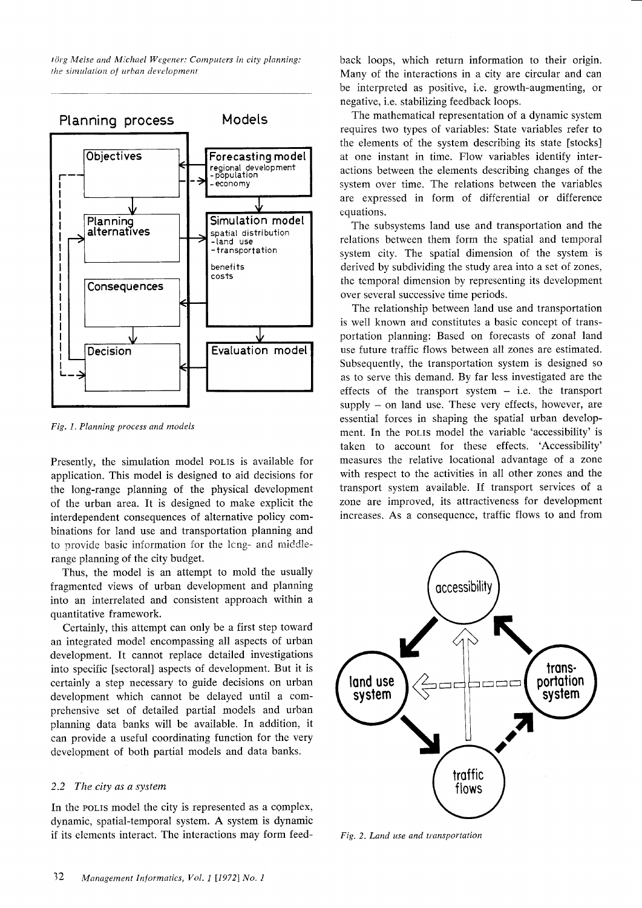Fig. 1. Planning process and models

Presently, the simulation model POLIS is available for application. This model is designed to aid decisions for the long-range planning of the physical development of the urban area. It is designed to make explicit the interdependent consequences of alternative policy combinations for land use and transportation planning and to provide basic information for the long- and middle-range planning of the city budget.

Thus, the model is an attempt to mold the usually fragmented views of urban development and planning into an interrelated and consistent approach within a quantitative framework.

Certainly, this attempt can only be a first step toward an integrated model encompassing all aspects of urban development. It cannot replace detailed investigations into specific [sectoral] aspects of development. But it is certainly a step necessary to guide decisions on urban development which cannot be delayed until a comprehensive set of detailed partial models and urban planning data banks will be available. In addition, it can provide a useful coordinating function for the very development of both partial models and data banks.

### 2.2 *The city as a system*

In the POLIS model the city is represented as a complex, dynamic, spatial-temporal system. A system is dynamic if its elements interact. The interactions may form feedback loops, which return information to their origin. Many of the interactions in a city are circular and can be interpreted as positive, i.e. growth-augmenting, or negative, i.e. stabilizing feedback loops.

The mathematical representation of a dynamic system requires two types of variables: State variables refer to the elements of the system describing its state [stocks] at one instant in time. Flow variables identify interactions between the elements describing changes of the system over time. The relations between the variables are expressed in form of differential or difference equations.

The subsystems land use and transportation and the relations between them form the spatial and temporal system city. The spatial dimension of the system is derived by subdividing the study area into a set of zones, the temporal dimension by representing its development over several successive time periods.

The relationship between land use and transportation is well known and constitutes a basic concept of transportation planning: Based on forecasts of zonal land use future traffic flows between all zones are estimated. Subsequently, the transportation system is designed so as to serve this demand. By far less investigated are the effects of the transport system – i.e. the transport supply – on land use. These very effects, however, are essential forces in shaping the spatial urban development. In the POLIS model the variable 'accessibility' is taken to account for these effects. 'Accessibility' measures the relative locational advantage of a zone with respect to the activities in all other zones and the transport system available. If transport services of a zone are improved, its attractiveness for development increases. As a consequence, traffic flows to and from

Fig. 2. Land use and transportation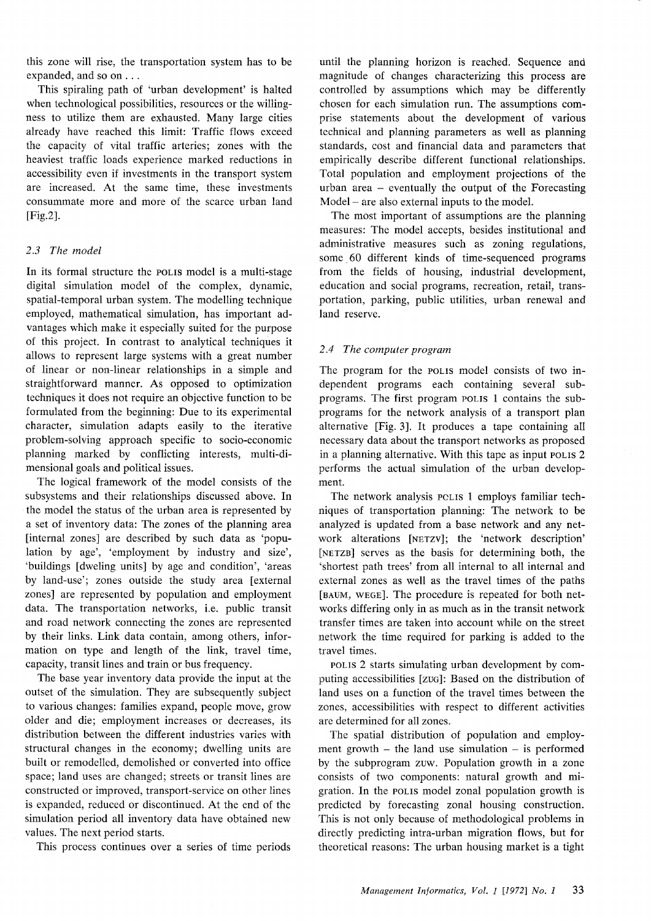this zone will rise, the transportation system has to be expanded, and so on ...

This spiraling path of 'urban development' is halted when technological possibilities, resources or the willingness to utilize them are exhausted. Many large cities already have reached this limit: Traffic flows exceed the capacity of vital traffic arteries; zones with the heaviest traffic loads experience marked reductions in accessibility even if investments in the transport system are increased. At the same time, these investments consummate more and more of the scarce urban land [Fig.2].

### 2.3 The model

In its formal structure the POLIS model is a multi-stage digital simulation model of the complex, dynamic, spatial-temporal urban system. The modelling technique employed, mathematical simulation, has important advantages which make it especially suited for the purpose of this project. In contrast to analytical techniques it allows to represent large systems with a great number of linear or non-linear relationships in a simple and straightforward manner. As opposed to optimization techniques it does not require an objective function to be formulated from the beginning: Due to its experimental character, simulation adapts easily to the iterative problem-solving approach specific to socio-economic planning marked by conflicting interests, multi-dimensional goals and political issues.

The logical framework of the model consists of the subsystems and their relationships discussed above. In the model the status of the urban area is represented by a set of inventory data: The zones of the planning area [internal zones] are described by such data as 'population by age', 'employment by industry and size', 'buildings [dweling units] by age and condition', 'areas by land-use'; zones outside the study area [external zones] are represented by population and employment data. The transportation networks, i.e. public transit and road network connecting the zones are represented by their links. Link data contain, among others, information on type and length of the link, travel time, capacity, transit lines and train or bus frequency.

The base year inventory data provide the input at the outset of the simulation. They are subsequently subject to various changes: families expand, people move, grow older and die; employment increases or decreases, its distribution between the different industries varies with structural changes in the economy; dwelling units are built or remodelled, demolished or converted into office space; land uses are changed; streets or transit lines are constructed or improved, transport-service on other lines is expanded, reduced or discontinued. At the end of the simulation period all inventory data have obtained new values. The next period starts.

This process continues over a series of time periods until the planning horizon is reached. Sequence and magnitude of changes characterizing this process are controlled by assumptions which may be differently chosen for each simulation run. The assumptions comprise statements about the development of various technical and planning parameters as well as planning standards, cost and financial data and parameters that empirically describe different functional relationships. Total population and employment projections of the urban area – eventually the output of the Forecasting Model – are also external inputs to the model.

The most important of assumptions are the planning measures: The model accepts, besides institutional and administrative measures such as zoning regulations, some 60 different kinds of time-sequenced programs from the fields of housing, industrial development, education and social programs, recreation, retail, transportation, parking, public utilities, urban renewal and land reserve.

### 2.4 The computer program

The program for the POLIS model consists of two independent programs each containing several subprograms. The first program POLIS 1 contains the subprograms for the network analysis of a transport plan alternative [Fig. 3]. It produces a tape containing all necessary data about the transport networks as proposed in a planning alternative. With this tape as input POLIS 2 performs the actual simulation of the urban development.

The network analysis POLIS 1 employs familiar techniques of transportation planning: The network to be analyzed is updated from a base network and any network alterations [NETZV]; the 'network description' [NETZB] serves as the basis for determining both, the 'shortest path trees' from all internal to all internal and external zones as well as the travel times of the paths [BAUM, WEGE]. The procedure is repeated for both networks differing only in as much as in the transit network transfer times are taken into account while on the street network the time required for parking is added to the travel times.

POLIS 2 starts simulating urban development by computing accessibilities [ZUG]: Based on the distribution of land uses on a function of the travel times between the zones, accessibilities with respect to different activities are determined for all zones.

The spatial distribution of population and employment growth – the land use simulation – is performed by the subprogram ZUW. Population growth in a zone consists of two components: natural growth and migration. In the POLIS model zonal population growth is predicted by forecasting zonal housing construction. This is not only because of methodological problems in directly predicting intra-urban migration flows, but for theoretical reasons: The urban housing market is a tight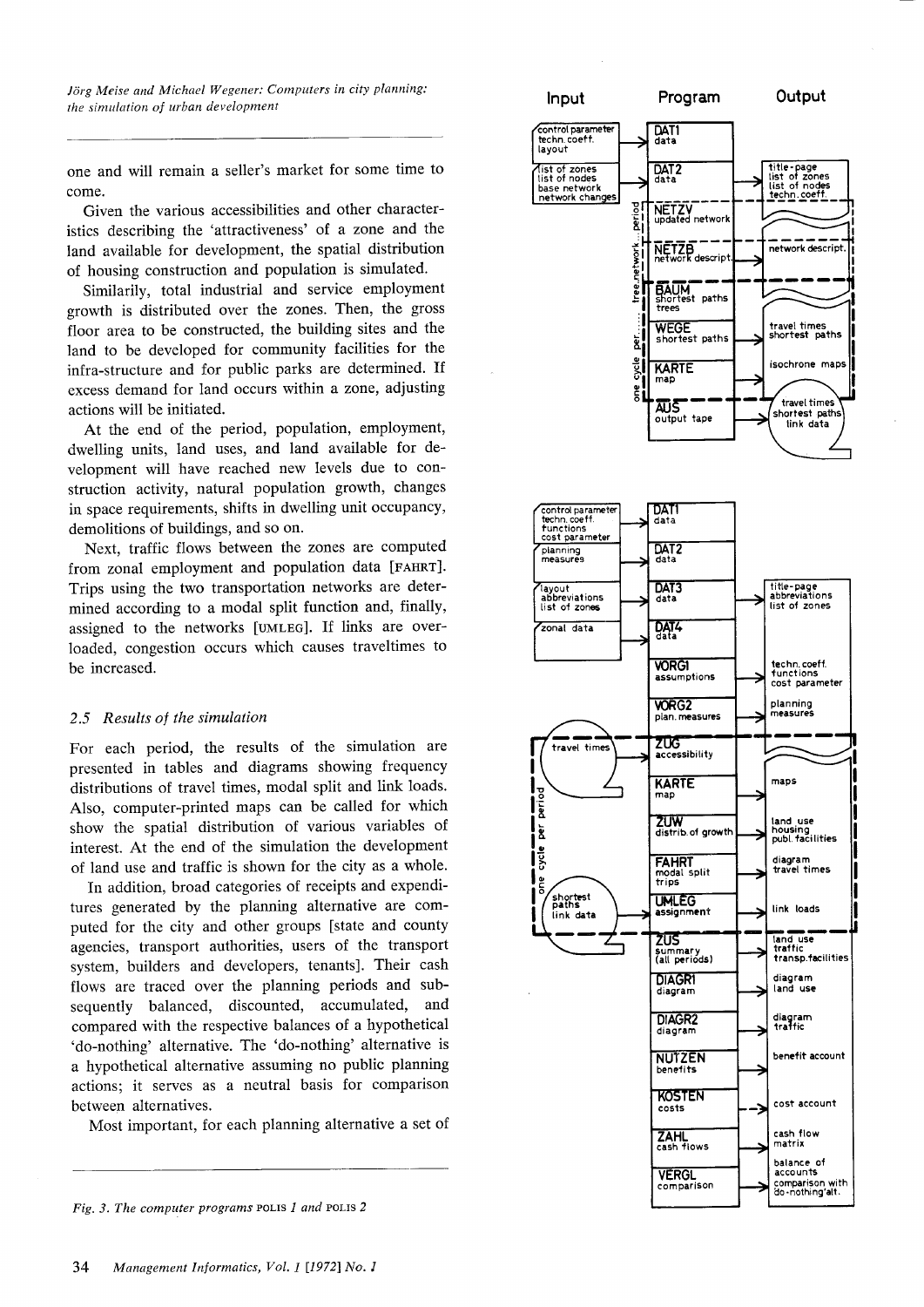one and will remain a seller's market for some time to come.

Given the various accessibilities and other characteristics describing the 'attractiveness' of a zone and the land available for development, the spatial distribution of housing construction and population is simulated.

Similarily, total industrial and service employment growth is distributed over the zones. Then, the gross floor area to be constructed, the building sites and the land to be developed for community facilities for the infra-structure and for public parks are determined. If excess demand for land occurs within a zone, adjusting actions will be initiated.

At the end of the period, population, employment, dwelling units, land uses, and land available for development will have reached new levels due to construction activity, natural population growth, changes in space requirements, shifts in dwelling unit occupancy, demolitions of buildings, and so on.

Next, traffic flows between the zones are computed from zonal employment and population data [FAHRT]. Trips using the two transportation networks are determined according to a modal split function and, finally, assigned to the networks [UMLEG]. If links are overloaded, congestion occurs which causes traveltimes to be increased.

### 2.5 Results of the simulation

For each period, the results of the simulation are presented in tables and diagrams showing frequency distributions of travel times, modal split and link loads. Also, computer-printed maps can be called for which show the spatial distribution of various variables of interest. At the end of the simulation the development of land use and traffic is shown for the city as a whole.

In addition, broad categories of receipts and expenditures generated by the planning alternative are computed for the city and other groups [state and county agencies, transport authorities, users of the transport system, builders and developers, tenants]. Their cash flows are traced over the planning periods and subsequently balanced, discounted, accumulated, and compared with the respective balances of a hypothetical 'do-nothing' alternative. The 'do-nothing' alternative is a hypothetical alternative assuming no public planning actions; it serves as a neutral basis for comparison between alternatives.

Most important, for each planning alternative a set of

| Input | Program | Output |
|---|---|---|
| control parameter, techn. coeff., layout | DAT1 data | |
| list of zones, list of nodes, base network, network changes | DAT2 data | title-page, list of zones, list of nodes, techn. coeff. |
| | NETZV updated network (one cycle per ... tree.network.. period) | |
| | NETZB network descript. | network descript. |
| | BAUM shortest paths trees | |
| | WEGE shortest paths | travel times, shortest paths |
| | KARTE map | isochrone maps |
| | AUS output tape | travel times, shortest paths, link data |

| Input | Program | Output |
|---|---|---|
| control parameter, techn. coeff., functions, cost parameter | DAT1 data | |
| planning measures | DAT2 data | |
| layout, abbreviations, list of zones | DAT3 data | title-page, abbreviations, list of zones |
| zonal data | DAT4 data | |
| | VORG1 assumptions | techn. coeff., functions, cost parameter |
| | VORG2 plan. measures | planning measures |
| travel times (one cycle per period) | ZUG accessibility | |
| | KARTE map | maps |
| | ZUW distrib. of growth | land use, housing, publ. facilities |
| | FAHRT modal split trips | diagram travel times |
| shortest paths, link data | UMLEG assignment | link loads |
| | ZUS summary (all periods) | land use, traffic, transp. facilities |
| | DIAGR1 diagram | diagram land use |
| | DIAGR2 diagram | diagram traffic |
| | NUTZEN benefits | benefit account |
| | KOSTEN costs | cost account |
| | ZAHL cash flows | cash flow matrix |
| | VERGL comparison | balance of accounts, comparison with do-nothing'alt. |

*Fig. 3. The computer programs POLIS 1 and POLIS 2*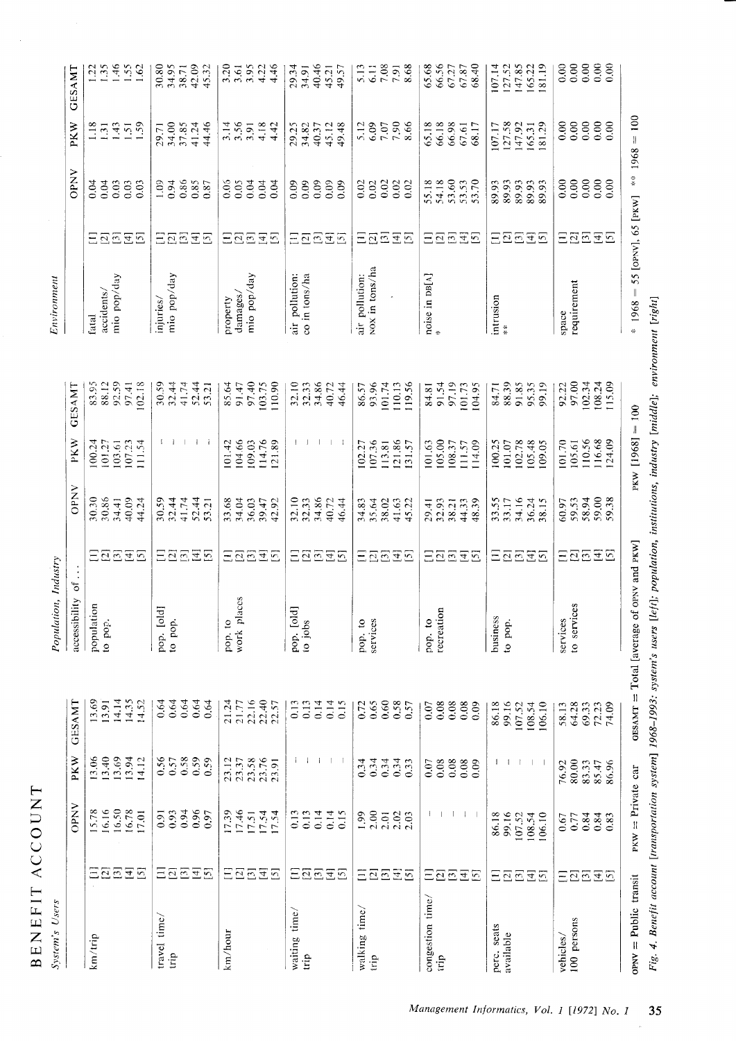# BENEFIT ACCOUNT

## System's Users

| | | OPNV | PKW | GESAMT |
|---|---|---|---|---|
| km/trip | [1] | 15.78 | 13.06 | 13.69 |
| | [2] | 16.16 | 13.40 | 13.91 |
| | [3] | 16.50 | 13.69 | 14.14 |
| | [4] | 16.78 | 13.94 | 14.35 |
| | [5] | 17.01 | 14.12 | 14.52 |
| travel time/ trip | [1] | 0.91 | 0.56 | 0.64 |
| | [2] | 0.93 | 0.57 | 0.64 |
| | [3] | 0.94 | 0.58 | 0.64 |
| | [4] | 0.96 | 0.59 | 0.64 |
| | [5] | 0.97 | 0.59 | 0.64 |
| km/hour | [1] | 17.39 | 23.12 | 21.24 |
| | [2] | 17.46 | 23.37 | 21.77 |
| | [3] | 17.51 | 23.58 | 22.16 |
| | [4] | 17.54 | 23.76 | 22.40 |
| | [5] | 17.54 | 23.91 | 22.57 |
| waiting time/ trip | [1] | 0.13 | – | 0.13 |
| | [2] | 0.13 | – | 0.13 |
| | [3] | 0.14 | – | 0.14 |
| | [4] | 0.14 | – | 0.14 |
| | [5] | 0.15 | – | 0.15 |
| walking time/ trip | [1] | 1.99 | 0.34 | 0.72 |
| | [2] | 2.00 | 0.34 | 0.65 |
| | [3] | 2.01 | 0.34 | 0.60 |
| | [4] | 2.02 | 0.34 | 0.58 |
| | [5] | 2.03 | 0.33 | 0.57 |
| congestion time/ trip | [1] | – | 0.07 | 0.07 |
| | [2] | – | 0.08 | 0.08 |
| | [3] | – | 0.08 | 0.08 |
| | [4] | – | 0.08 | 0.08 |
| | [5] | – | 0.09 | 0.09 |
| perc. seats available | [1] | 86.18 | – | 86.18 |
| | [2] | 99.16 | – | 99.16 |
| | [3] | 107.52 | – | 107.52 |
| | [4] | 108.54 | – | 108.54 |
| | [5] | 106.10 | – | 106.10 |
| vehicles/ 100 persons | [1] | 0.67 | 76.92 | 58.13 |
| | [2] | 0.77 | 80.00 | 64.28 |
| | [3] | 0.84 | 83.33 | 69.33 |
| | [4] | 0.84 | 85.47 | 72.23 |
| | [5] | 0.83 | 86.96 | 74.09 |

OPNV = Public transit  PKW = Private car

## Population, Industry

| accessibility of ... | | OPNV | PKW | GESAMT |
|---|---|---|---|---|
| population to pop. | [1] | 30.30 | 100.24 | 83.95 |
| | [2] | 30.86 | 101.27 | 88.12 |
| | [3] | 34.41 | 103.61 | 92.59 |
| | [4] | 40.09 | 107.23 | 97.41 |
| | [5] | 44.24 | 111.54 | 102.18 |
| pop. [old] to pop. | [1] | 30.59 | – | 30.59 |
| | [2] | 32.44 | – | 32.44 |
| | [3] | 41.74 | – | 41.74 |
| | [4] | 52.44 | – | 52.44 |
| | [5] | 53.21 | – | 53.21 |
| pop. to work places | [1] | 33.68 | 101.42 | 85.64 |
| | [2] | 34.04 | 104.66 | 91.47 |
| | [3] | 36.03 | 109.03 | 97.40 |
| | [4] | 39.47 | 114.76 | 103.75 |
| | [5] | 42.92 | 121.89 | 110.90 |
| pop. [old] to jobs | [1] | 32.10 | – | 32.10 |
| | [2] | 32.33 | – | 32.33 |
| | [3] | 34.86 | – | 34.86 |
| | [4] | 40.72 | – | 40.72 |
| | [5] | 46.44 | – | 46.44 |
| pop. to services | [1] | 34.83 | 102.27 | 86.57 |
| | [2] | 35.64 | 107.36 | 93.96 |
| | [3] | 38.02 | 113.81 | 101.74 |
| | [4] | 41.63 | 121.86 | 110.13 |
| | [5] | 45.22 | 131.57 | 119.56 |
| pop. to recreation | [1] | 29.41 | 101.63 | 84.81 |
| | [2] | 32.93 | 105.00 | 91.54 |
| | [3] | 38.21 | 108.37 | 97.19 |
| | [4] | 44.33 | 111.57 | 101.73 |
| | [5] | 48.39 | 114.09 | 104.95 |
| business to pop. | [1] | 33.55 | 100.25 | 84.71 |
| | [2] | 33.17 | 101.07 | 88.39 |
| | [3] | 34.16 | 102.78 | 91.85 |
| | [4] | 36.24 | 105.48 | 95.35 |
| | [5] | 38.15 | 109.05 | 99.19 |
| services to services | [1] | 60.97 | 101.70 | 92.22 |
| | [2] | 59.53 | 105.61 | 97.00 |
| | [3] | 58.94 | 110.56 | 102.34 |
| | [4] | 59.00 | 116.68 | 108.24 |
| | [5] | 59.38 | 124.09 | 115.09 |

GESAMT = Total [average of OPNV and PKW]  PKW [1968] = 100

## Environment

| | | OPNV | PKW | GESAMT |
|---|---|---|---|---|
| fatal accidents/ mio pop/day | [1] | 0.04 | 1.18 | 1.22 |
| | [2] | 0.04 | 1.31 | 1.35 |
| | [3] | 0.03 | 1.43 | 1.46 |
| | [4] | 0.03 | 1.51 | 1.55 |
| | [5] | 0.03 | 1.59 | 1.62 |
| injuries/ mio pop/day | [1] | 1.09 | 29.71 | 30.80 |
| | [2] | 0.94 | 34.00 | 34.95 |
| | [3] | 0.86 | 37.85 | 38.71 |
| | [4] | 0.85 | 41.24 | 42.09 |
| | [5] | 0.87 | 44.46 | 45.32 |
| property damages/ mio pop/day | [1] | 0.06 | 3.14 | 3.20 |
| | [2] | 0.05 | 3.56 | 3.61 |
| | [3] | 0.04 | 3.91 | 3.95 |
| | [4] | 0.04 | 4.18 | 4.22 |
| | [5] | 0.04 | 4.42 | 4.46 |
| air pollution: co in tons/ha | [1] | 0.09 | 29.25 | 29.34 |
| | [2] | 0.09 | 34.82 | 34.91 |
| | [3] | 0.09 | 40.37 | 40.46 |
| | [4] | 0.09 | 45.12 | 45.21 |
| | [5] | 0.09 | 49.48 | 49.57 |
| air pollution: NOX in tons/ha | [1] | 0.02 | 5.12 | 5.13 |
| | [2] | 0.02 | 6.09 | 6.11 |
| | [3] | 0.02 | 7.07 | 7.08 |
| | [4] | 0.02 | 7.90 | 7.91 |
| | [5] | 0.02 | 8.66 | 8.68 |
| noise in DB[A] * | [1] | 55.18 | 65.18 | 65.68 |
| | [2] | 54.18 | 66.18 | 66.56 |
| | [3] | 53.60 | 66.98 | 67.27 |
| | [4] | 53.53 | 67.61 | 67.87 |
| | [5] | 53.70 | 68.17 | 68.40 |
| intrusion ** | [1] | 89.93 | 107.17 | 107.14 |
| | [2] | 89.93 | 127.58 | 127.52 |
| | [3] | 89.93 | 147.92 | 147.85 |
| | [4] | 89.93 | 165.31 | 165.22 |
| | [5] | 89.93 | 181.29 | 181.19 |
| space requirement | [1] | 0.00 | 0.00 | 0.00 |
| | [2] | 0.00 | 0.00 | 0.00 |
| | [3] | 0.00 | 0.00 | 0.00 |
| | [4] | 0.00 | 0.00 | 0.00 |
| | [5] | 0.00 | 0.00 | 0.00 |

\* 1968 = 55 [OPNV], 65 [PKW]  ** 1968 = 100

*Fig. 4. Benefit account [transportation system] 1968–1993: system's users [left]; population, institutions, industry [middle]; environment [right]*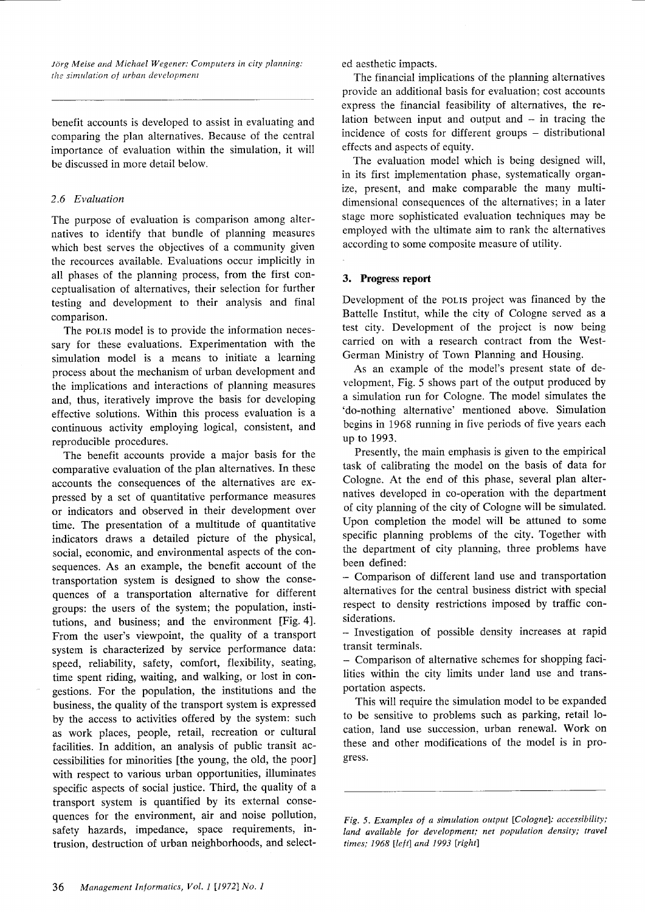benefit accounts is developed to assist in evaluating and comparing the plan alternatives. Because of the central importance of evaluation within the simulation, it will be discussed in more detail below.

### 2.6 Evaluation

The purpose of evaluation is comparison among alternatives to identify that bundle of planning measures which best serves the objectives of a community given the recources available. Evaluations occur implicitly in all phases of the planning process, from the first conceptualisation of alternatives, their selection for further testing and development to their analysis and final comparison.

The POLIS model is to provide the information necessary for these evaluations. Experimentation with the simulation model is a means to initiate a learning process about the mechanism of urban development and the implications and interactions of planning measures and, thus, iteratively improve the basis for developing effective solutions. Within this process evaluation is a continuous activity employing logical, consistent, and reproducible procedures.

The benefit accounts provide a major basis for the comparative evaluation of the plan alternatives. In these accounts the consequences of the alternatives are expressed by a set of quantitative performance measures or indicators and observed in their development over time. The presentation of a multitude of quantitative indicators draws a detailed picture of the physical, social, economic, and environmental aspects of the consequences. As an example, the benefit account of the transportation system is designed to show the consequences of a transportation alternative for different groups: the users of the system; the population, institutions, and business; and the environment [Fig. 4]. From the user's viewpoint, the quality of a transport system is characterized by service performance data: speed, reliability, safety, comfort, flexibility, seating, time spent riding, waiting, and walking, or lost in congestions. For the population, the institutions and the business, the quality of the transport system is expressed by the access to activities offered by the system: such as work places, people, retail, recreation or cultural facilities. In addition, an analysis of public transit accessibilities for minorities [the young, the old, the poor] with respect to various urban opportunities, illuminates specific aspects of social justice. Third, the quality of a transport system is quantified by its external consequences for the environment, air and noise pollution, safety hazards, impedance, space requirements, intrusion, destruction of urban neighborhoods, and selected aesthetic impacts.

The financial implications of the planning alternatives provide an additional basis for evaluation; cost accounts express the financial feasibility of alternatives, the relation between input and output and – in tracing the incidence of costs for different groups – distributional effects and aspects of equity.

The evaluation model which is being designed will, in its first implementation phase, systematically organize, present, and make comparable the many multidimensional consequences of the alternatives; in a later stage more sophisticated evaluation techniques may be employed with the ultimate aim to rank the alternatives according to some composite measure of utility.

## 3. Progress report

Development of the POLIS project was financed by the Battelle Institut, while the city of Cologne served as a test city. Development of the project is now being carried on with a research contract from the West-German Ministry of Town Planning and Housing.

As an example of the model's present state of development, Fig. 5 shows part of the output produced by a simulation run for Cologne. The model simulates the 'do-nothing alternative' mentioned above. Simulation begins in 1968 running in five periods of five years each up to 1993.

Presently, the main emphasis is given to the empirical task of calibrating the model on the basis of data for Cologne. At the end of this phase, several plan alternatives developed in co-operation with the department of city planning of the city of Cologne will be simulated. Upon completion the model will be attuned to some specific planning problems of the city. Together with the department of city planning, three problems have been defined:

- Comparison of different land use and transportation alternatives for the central business district with special respect to density restrictions imposed by traffic considerations.
- Investigation of possible density increases at rapid transit terminals.
- Comparison of alternative schemes for shopping facilities within the city limits under land use and transportation aspects.

This will require the simulation model to be expanded to be sensitive to problems such as parking, retail location, land use succession, urban renewal. Work on these and other modifications of the model is in progress.

*Fig. 5. Examples of a simulation output [Cologne]: accessibility; land available for development; net population density; travel times; 1968 [left] and 1993 [right]*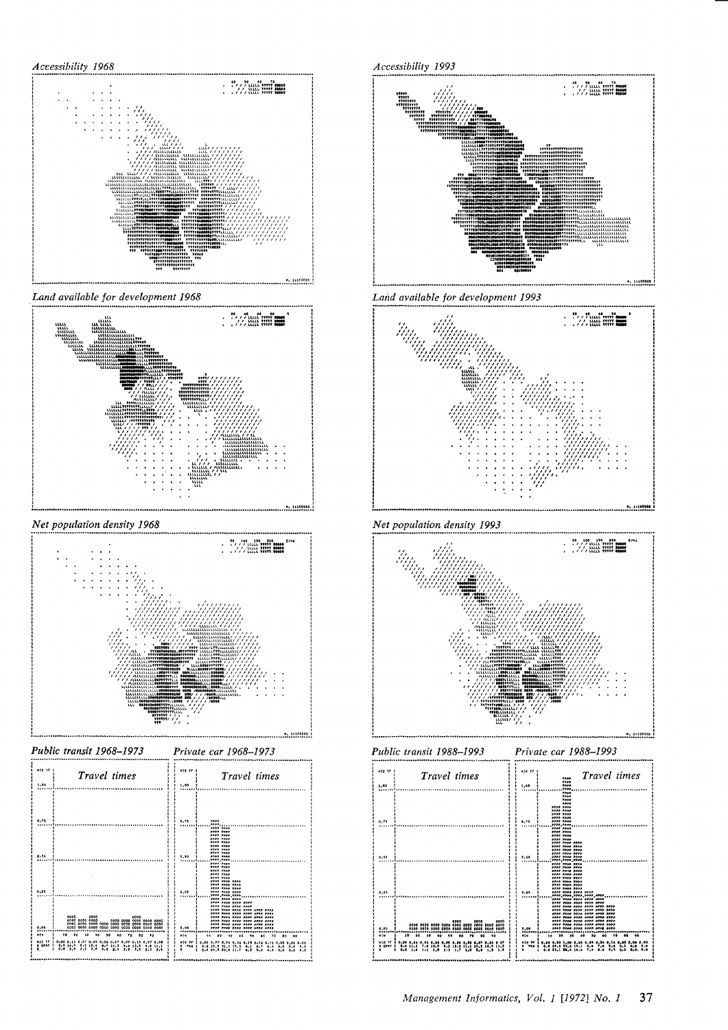*Accessibility 1968*

*Accessibility 1993*

*Land available for development 1968*

*Land available for development 1993*

*Net population density 1968*

*Net population density 1993*

*Public transit 1968–1973*

Travel times

*Private car 1968–1973*

Travel times

*Public transit 1988–1993*

Travel times

*Private car 1988–1993*

Travel times